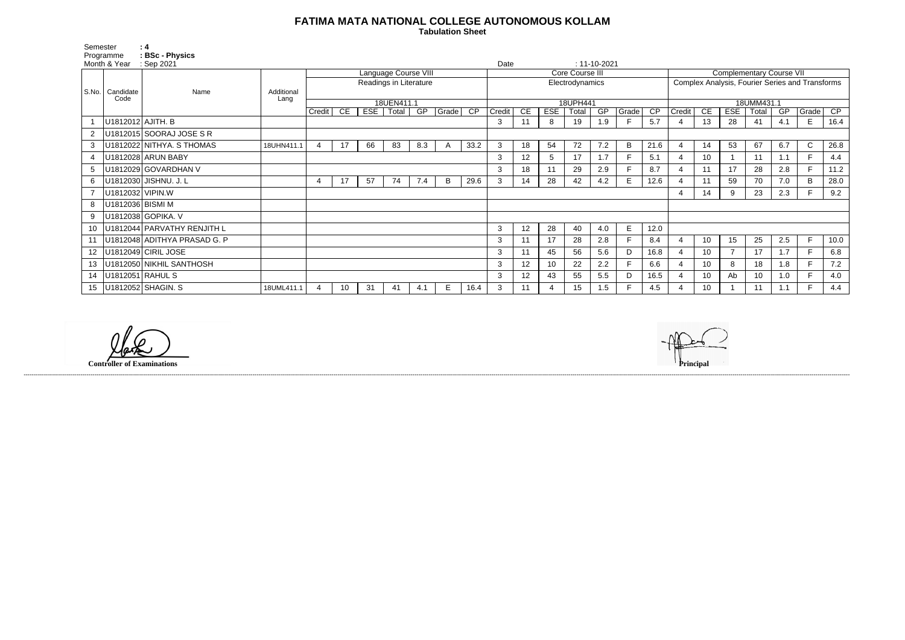# FATIMA MATA NATIONAL COLLEGE AUTONOMOUS KOLLAM

**Tabulation Sheet**

Semester : 4
Programme : BSc - Physics
Month & Year : Sep 2021
Date : 11-10-2021

| S.No. | Candidate Code | Name | Additional Lang | Language Course VIII | | | | | | | Core Course III | | | | | | | Complementary Course VII | | | | | | |
|---|---|---|---|---|---|---|---|---|---|---|---|---|---|---|---|---|---|---|---|---|---|---|---|---|
| | | | | Readings in Literature | | | | | | | Electrodynamics | | | | | | | Complex Analysis, Fourier Series and Transforms | | | | | | |
| | | | | 18UEN411.1 | | | | | | | 18UPH441 | | | | | | | 18UMM431.1 | | | | | | |
| | | | | Credit | CE | ESE | Total | GP | Grade | CP | Credit | CE | ESE | Total | GP | Grade | CP | Credit | CE | ESE | Total | GP | Grade | CP |
| 1 | U1812012 | AJITH. B | | | | | | | | | 3 | 11 | 8 | 19 | 1.9 | F | 5.7 | 4 | 13 | 28 | 41 | 4.1 | E | 16.4 |
| 2 | U1812015 | SOORAJ JOSE S R | | | | | | | | | | | | | | | | | | | | | | |
| 3 | U1812022 | NITHYA. S THOMAS | 18UHN411.1 | 4 | 17 | 66 | 83 | 8.3 | A | 33.2 | 3 | 18 | 54 | 72 | 7.2 | B | 21.6 | 4 | 14 | 53 | 67 | 6.7 | C | 26.8 |
| 4 | U1812028 | ARUN BABY | | | | | | | | | 3 | 12 | 5 | 17 | 1.7 | F | 5.1 | 4 | 10 | 1 | 11 | 1.1 | F | 4.4 |
| 5 | U1812029 | GOVARDHAN V | | | | | | | | | 3 | 18 | 11 | 29 | 2.9 | F | 8.7 | 4 | 11 | 17 | 28 | 2.8 | F | 11.2 |
| 6 | U1812030 | JISHNU. J. L | | 4 | 17 | 57 | 74 | 7.4 | B | 29.6 | 3 | 14 | 28 | 42 | 4.2 | E | 12.6 | 4 | 11 | 59 | 70 | 7.0 | B | 28.0 |
| 7 | U1812032 | VIPIN.W | | | | | | | | | | | | | | | | 4 | 14 | 9 | 23 | 2.3 | F | 9.2 |
| 8 | U1812036 | BISMI M | | | | | | | | | | | | | | | | | | | | | | |
| 9 | U1812038 | GOPIKA. V | | | | | | | | | | | | | | | | | | | | | | |
| 10 | U1812044 | PARVATHY RENJITH L | | | | | | | | | 3 | 12 | 28 | 40 | 4.0 | E | 12.0 | | | | | | | |
| 11 | U1812048 | ADITHYA PRASAD G. P | | | | | | | | | 3 | 11 | 17 | 28 | 2.8 | F | 8.4 | 4 | 10 | 15 | 25 | 2.5 | F | 10.0 |
| 12 | U1812049 | CIRIL JOSE | | | | | | | | | 3 | 11 | 45 | 56 | 5.6 | D | 16.8 | 4 | 10 | 7 | 17 | 1.7 | F | 6.8 |
| 13 | U1812050 | NIKHIL SANTHOSH | | | | | | | | | 3 | 12 | 10 | 22 | 2.2 | F | 6.6 | 4 | 10 | 8 | 18 | 1.8 | F | 7.2 |
| 14 | U1812051 | RAHUL S | | | | | | | | | 3 | 12 | 43 | 55 | 5.5 | D | 16.5 | 4 | 10 | Ab | 10 | 1.0 | F | 4.0 |
| 15 | U1812052 | SHAGIN. S | 18UML411.1 | 4 | 10 | 31 | 41 | 4.1 | E | 16.4 | 3 | 11 | 4 | 15 | 1.5 | F | 4.5 | 4 | 10 | 1 | 11 | 1.1 | F | 4.4 |

**Controller of Examinations**

**Principal**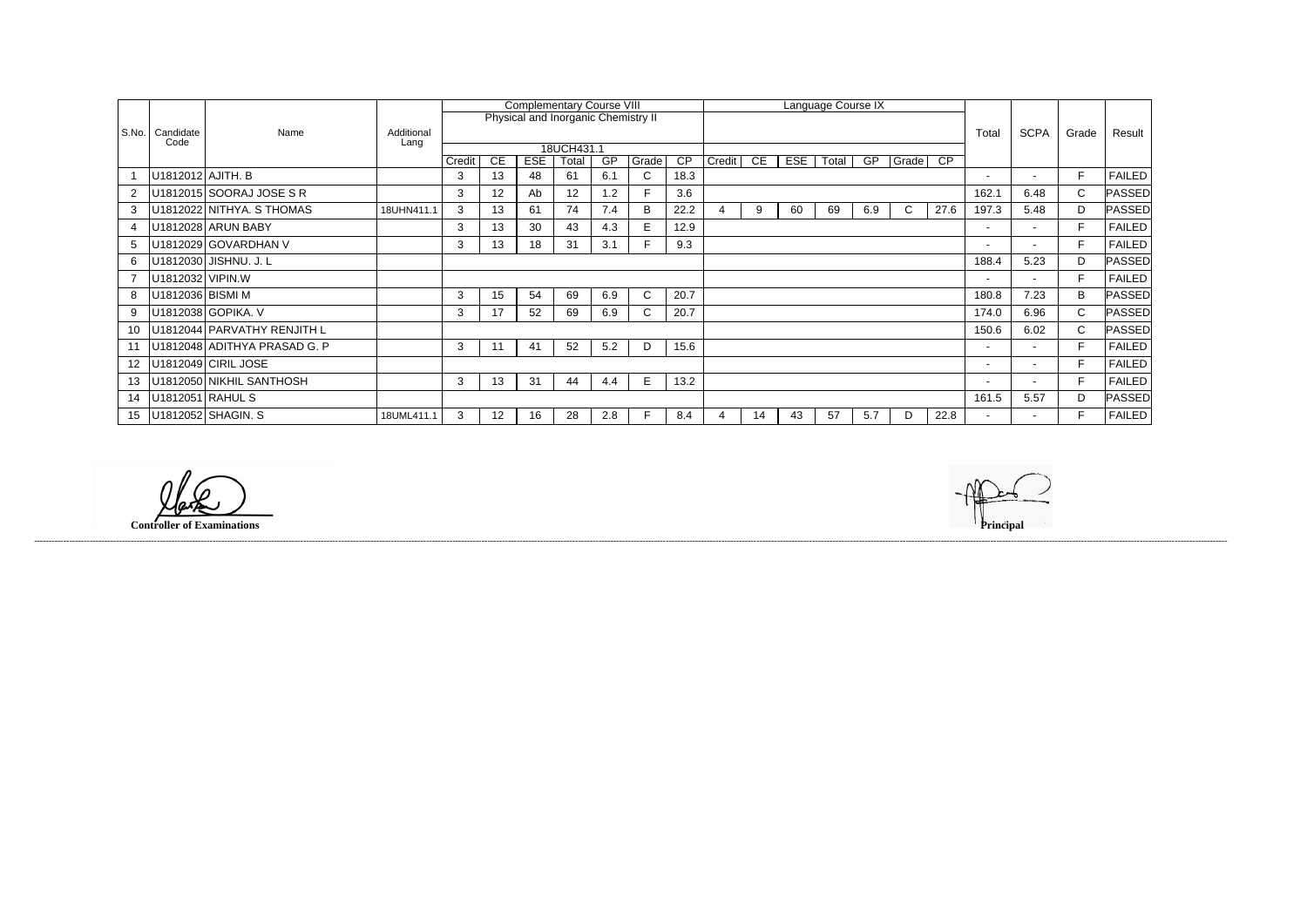| S.No. | Candidate Code | Name | Additional Lang | Complementary Course VIII Physical and Inorganic Chemistry II 18UCH431.1 | | | | | | | Language Course IX | | | | | | | Total | SCPA | Grade | Result |
|---|---|---|---|---|---|---|---|---|---|---|---|---|---|---|---|---|---|---|---|---|---|
| | | | | Credit | CE | ESE | Total | GP | Grade | CP | Credit | CE | ESE | Total | GP | Grade | CP | | | | |
| 1 | U1812012 | AJITH. B | | 3 | 13 | 48 | 61 | 6.1 | C | 18.3 | | | | | | | | - | - | F | FAILED |
| 2 | U1812015 | SOORAJ JOSE S R | | 3 | 12 | Ab | 12 | 1.2 | F | 3.6 | | | | | | | | 162.1 | 6.48 | C | PASSED |
| 3 | U1812022 | NITHYA. S THOMAS | 18UHN411.1 | 3 | 13 | 61 | 74 | 7.4 | B | 22.2 | 4 | 9 | 60 | 69 | 6.9 | C | 27.6 | 197.3 | 5.48 | D | PASSED |
| 4 | U1812028 | ARUN BABY | | 3 | 13 | 30 | 43 | 4.3 | E | 12.9 | | | | | | | | - | - | F | FAILED |
| 5 | U1812029 | GOVARDHAN V | | 3 | 13 | 18 | 31 | 3.1 | F | 9.3 | | | | | | | | - | - | F | FAILED |
| 6 | U1812030 | JISHNU. J. L | | | | | | | | | | | | | | | | 188.4 | 5.23 | D | PASSED |
| 7 | U1812032 | VIPIN.W | | | | | | | | | | | | | | | | - | - | F | FAILED |
| 8 | U1812036 | BISMI M | | 3 | 15 | 54 | 69 | 6.9 | C | 20.7 | | | | | | | | 180.8 | 7.23 | B | PASSED |
| 9 | U1812038 | GOPIKA. V | | 3 | 17 | 52 | 69 | 6.9 | C | 20.7 | | | | | | | | 174.0 | 6.96 | C | PASSED |
| 10 | U1812044 | PARVATHY RENJITH L | | | | | | | | | | | | | | | | 150.6 | 6.02 | C | PASSED |
| 11 | U1812048 | ADITHYA PRASAD G. P | | 3 | 11 | 41 | 52 | 5.2 | D | 15.6 | | | | | | | | - | - | F | FAILED |
| 12 | U1812049 | CIRIL JOSE | | | | | | | | | | | | | | | | - | - | F | FAILED |
| 13 | U1812050 | NIKHIL SANTHOSH | | 3 | 13 | 31 | 44 | 4.4 | E | 13.2 | | | | | | | | - | - | F | FAILED |
| 14 | U1812051 | RAHUL S | | | | | | | | | | | | | | | | 161.5 | 5.57 | D | PASSED |
| 15 | U1812052 | SHAGIN. S | 18UML411.1 | 3 | 12 | 16 | 28 | 2.8 | F | 8.4 | 4 | 14 | 43 | 57 | 5.7 | D | 22.8 | - | - | F | FAILED |

**Controller of Examinations**

**Principal**